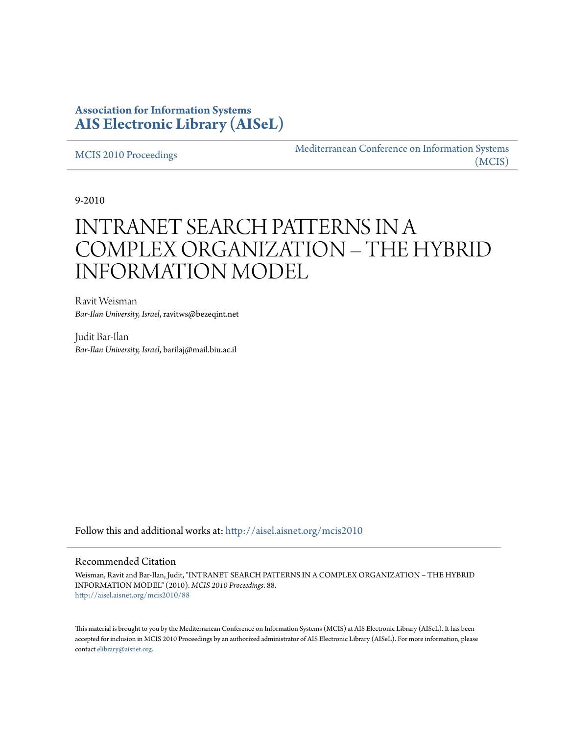**Association for Information Systems**
**AIS Electronic Library (AISeL)**

MCIS 2010 Proceedings

Mediterranean Conference on Information Systems (MCIS)

9-2010

# INTRANET SEARCH PATTERNS IN A COMPLEX ORGANIZATION – THE HYBRID INFORMATION MODEL

Ravit Weisman
*Bar-Ilan University, Israel*, ravitws@bezeqint.net

Judit Bar-Ilan
*Bar-Ilan University, Israel*, barilaj@mail.biu.ac.il

Follow this and additional works at: http://aisel.aisnet.org/mcis2010

## Recommended Citation

Weisman, Ravit and Bar-Ilan, Judit, "INTRANET SEARCH PATTERNS IN A COMPLEX ORGANIZATION – THE HYBRID INFORMATION MODEL" (2010). *MCIS 2010 Proceedings*. 88.
http://aisel.aisnet.org/mcis2010/88

This material is brought to you by the Mediterranean Conference on Information Systems (MCIS) at AIS Electronic Library (AISeL). It has been accepted for inclusion in MCIS 2010 Proceedings by an authorized administrator of AIS Electronic Library (AISeL). For more information, please contact elibrary@aisnet.org.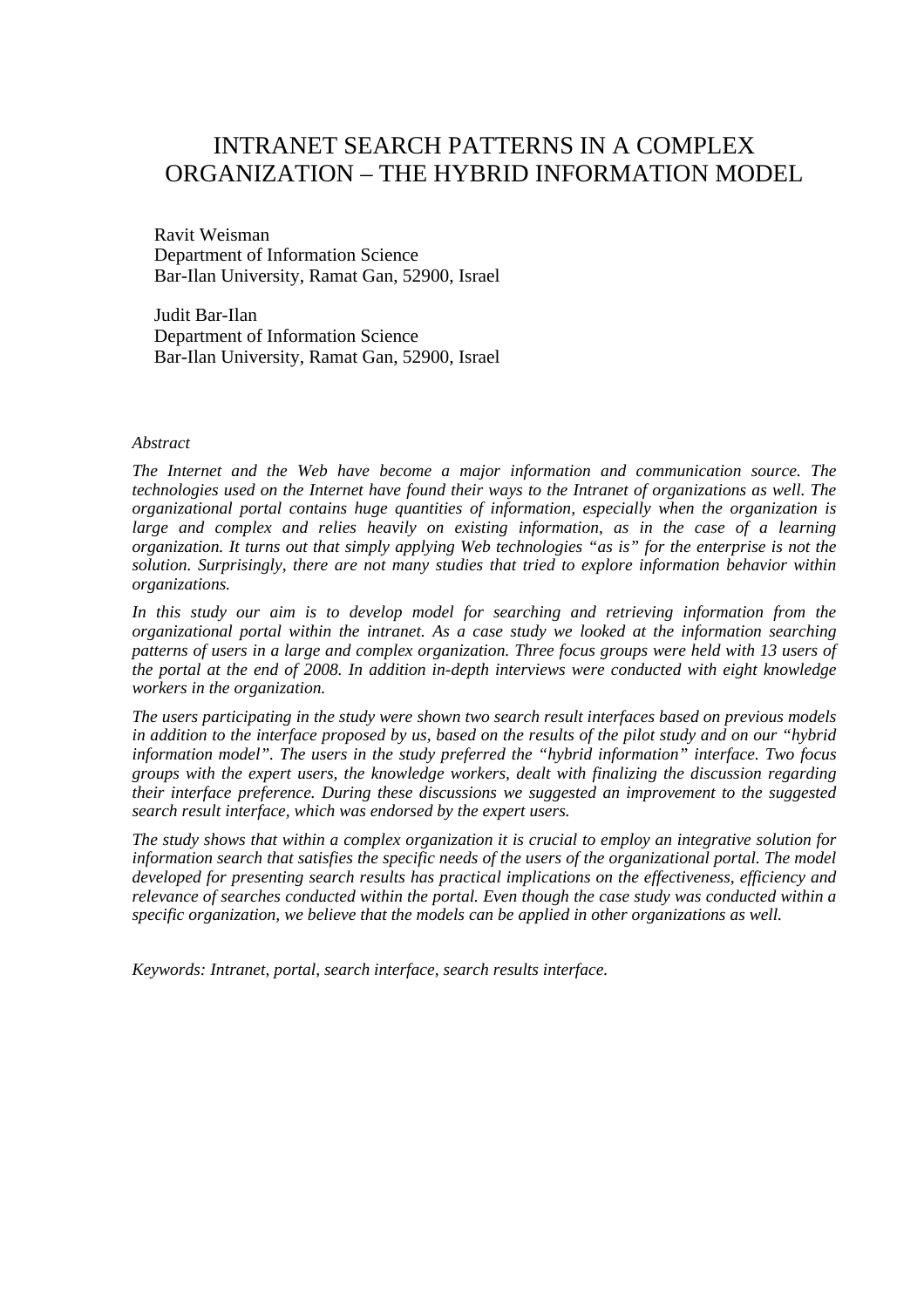# INTRANET SEARCH PATTERNS IN A COMPLEX ORGANIZATION – THE HYBRID INFORMATION MODEL

Ravit Weisman
Department of Information Science
Bar-Ilan University, Ramat Gan, 52900, Israel

Judit Bar-Ilan
Department of Information Science
Bar-Ilan University, Ramat Gan, 52900, Israel

*Abstract*

*The Internet and the Web have become a major information and communication source. The technologies used on the Internet have found their ways to the Intranet of organizations as well. The organizational portal contains huge quantities of information, especially when the organization is large and complex and relies heavily on existing information, as in the case of a learning organization. It turns out that simply applying Web technologies "as is" for the enterprise is not the solution. Surprisingly, there are not many studies that tried to explore information behavior within organizations.*

*In this study our aim is to develop model for searching and retrieving information from the organizational portal within the intranet. As a case study we looked at the information searching patterns of users in a large and complex organization. Three focus groups were held with 13 users of the portal at the end of 2008. In addition in-depth interviews were conducted with eight knowledge workers in the organization.*

*The users participating in the study were shown two search result interfaces based on previous models in addition to the interface proposed by us, based on the results of the pilot study and on our "hybrid information model". The users in the study preferred the "hybrid information" interface. Two focus groups with the expert users, the knowledge workers, dealt with finalizing the discussion regarding their interface preference. During these discussions we suggested an improvement to the suggested search result interface, which was endorsed by the expert users.*

*The study shows that within a complex organization it is crucial to employ an integrative solution for information search that satisfies the specific needs of the users of the organizational portal. The model developed for presenting search results has practical implications on the effectiveness, efficiency and relevance of searches conducted within the portal. Even though the case study was conducted within a specific organization, we believe that the models can be applied in other organizations as well.*

*Keywords: Intranet, portal, search interface, search results interface.*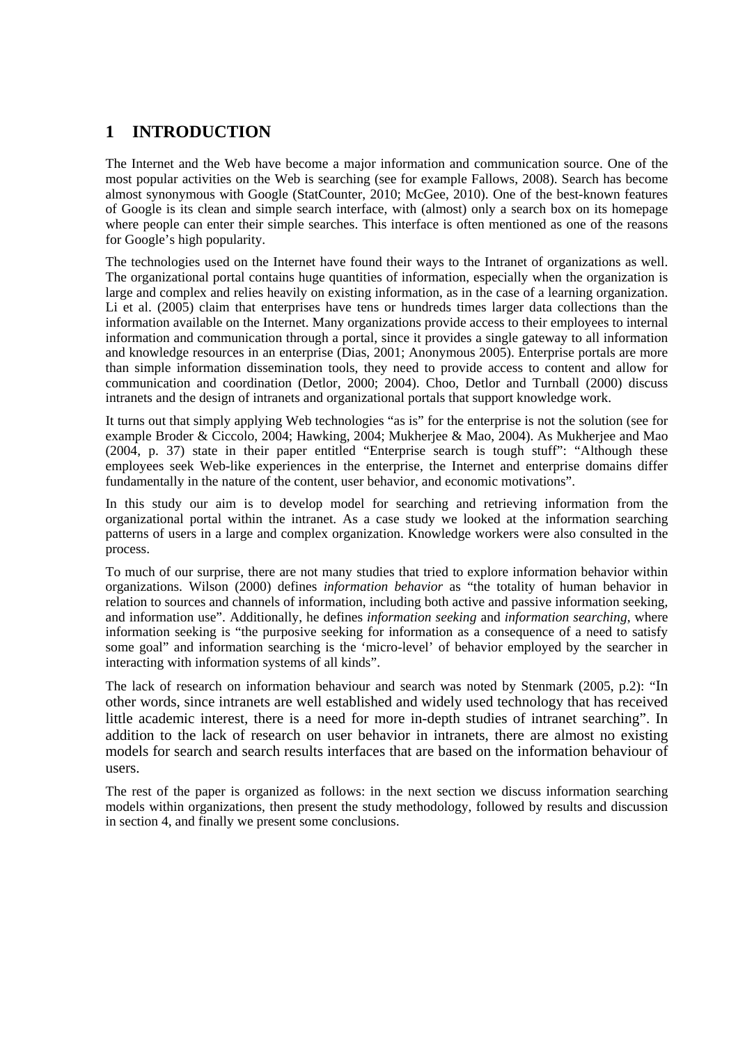# 1 INTRODUCTION

The Internet and the Web have become a major information and communication source. One of the most popular activities on the Web is searching (see for example Fallows, 2008). Search has become almost synonymous with Google (StatCounter, 2010; McGee, 2010). One of the best-known features of Google is its clean and simple search interface, with (almost) only a search box on its homepage where people can enter their simple searches. This interface is often mentioned as one of the reasons for Google's high popularity.

The technologies used on the Internet have found their ways to the Intranet of organizations as well. The organizational portal contains huge quantities of information, especially when the organization is large and complex and relies heavily on existing information, as in the case of a learning organization. Li et al. (2005) claim that enterprises have tens or hundreds times larger data collections than the information available on the Internet. Many organizations provide access to their employees to internal information and communication through a portal, since it provides a single gateway to all information and knowledge resources in an enterprise (Dias, 2001; Anonymous 2005). Enterprise portals are more than simple information dissemination tools, they need to provide access to content and allow for communication and coordination (Detlor, 2000; 2004). Choo, Detlor and Turnball (2000) discuss intranets and the design of intranets and organizational portals that support knowledge work.

It turns out that simply applying Web technologies "as is" for the enterprise is not the solution (see for example Broder & Ciccolo, 2004; Hawking, 2004; Mukherjee & Mao, 2004). As Mukherjee and Mao (2004, p. 37) state in their paper entitled "Enterprise search is tough stuff": "Although these employees seek Web-like experiences in the enterprise, the Internet and enterprise domains differ fundamentally in the nature of the content, user behavior, and economic motivations".

In this study our aim is to develop model for searching and retrieving information from the organizational portal within the intranet. As a case study we looked at the information searching patterns of users in a large and complex organization. Knowledge workers were also consulted in the process.

To much of our surprise, there are not many studies that tried to explore information behavior within organizations. Wilson (2000) defines *information behavior* as "the totality of human behavior in relation to sources and channels of information, including both active and passive information seeking, and information use". Additionally, he defines *information seeking* and *information searching*, where information seeking is "the purposive seeking for information as a consequence of a need to satisfy some goal" and information searching is the 'micro-level' of behavior employed by the searcher in interacting with information systems of all kinds".

The lack of research on information behaviour and search was noted by Stenmark (2005, p.2): "In other words, since intranets are well established and widely used technology that has received little academic interest, there is a need for more in-depth studies of intranet searching". In addition to the lack of research on user behavior in intranets, there are almost no existing models for search and search results interfaces that are based on the information behaviour of users.

The rest of the paper is organized as follows: in the next section we discuss information searching models within organizations, then present the study methodology, followed by results and discussion in section 4, and finally we present some conclusions.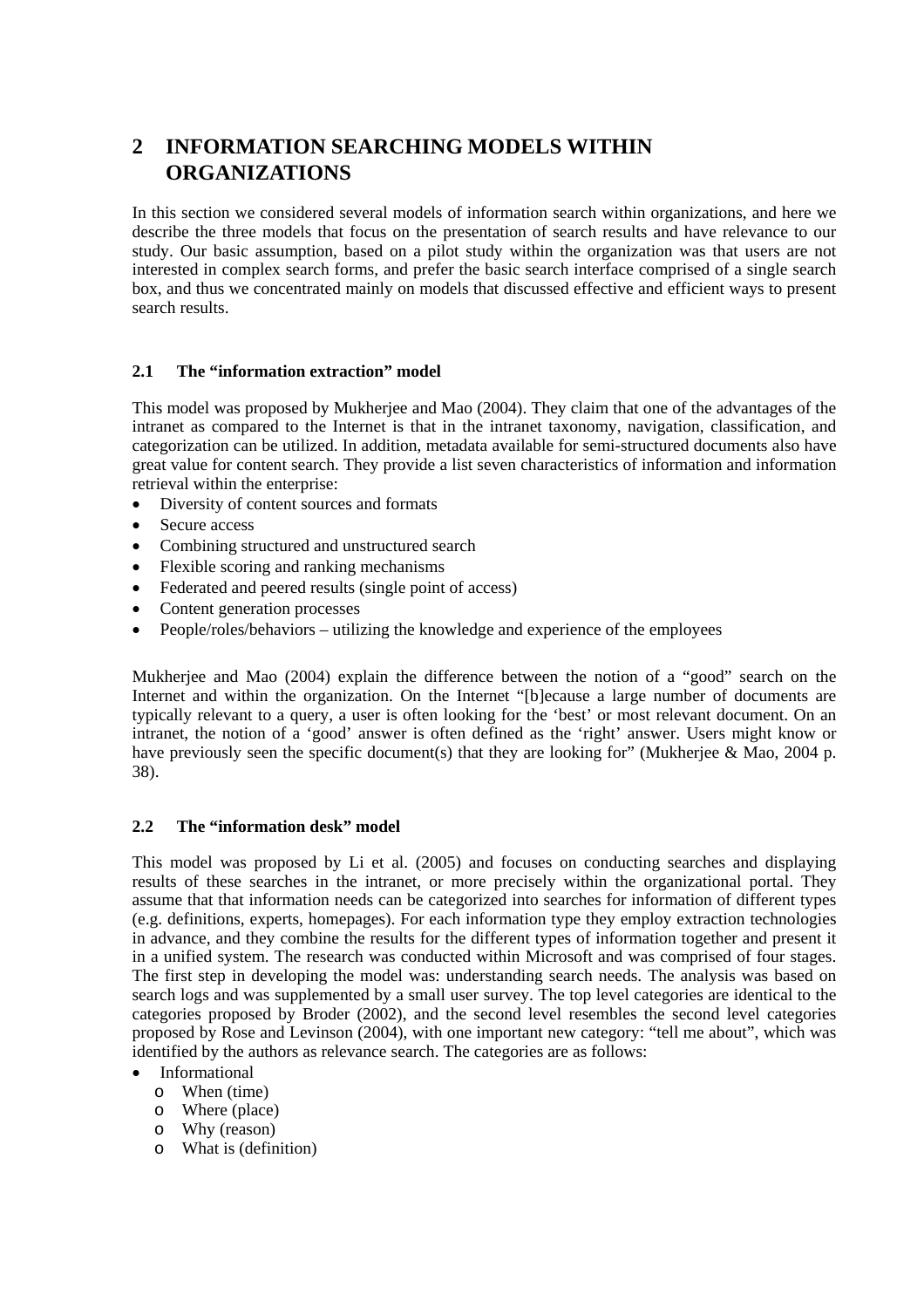# 2 INFORMATION SEARCHING MODELS WITHIN ORGANIZATIONS

In this section we considered several models of information search within organizations, and here we describe the three models that focus on the presentation of search results and have relevance to our study. Our basic assumption, based on a pilot study within the organization was that users are not interested in complex search forms, and prefer the basic search interface comprised of a single search box, and thus we concentrated mainly on models that discussed effective and efficient ways to present search results.

## 2.1 The "information extraction" model

This model was proposed by Mukherjee and Mao (2004). They claim that one of the advantages of the intranet as compared to the Internet is that in the intranet taxonomy, navigation, classification, and categorization can be utilized. In addition, metadata available for semi-structured documents also have great value for content search. They provide a list seven characteristics of information and information retrieval within the enterprise:

- Diversity of content sources and formats
- Secure access
- Combining structured and unstructured search
- Flexible scoring and ranking mechanisms
- Federated and peered results (single point of access)
- Content generation processes
- People/roles/behaviors – utilizing the knowledge and experience of the employees

Mukherjee and Mao (2004) explain the difference between the notion of a "good" search on the Internet and within the organization. On the Internet "[b]ecause a large number of documents are typically relevant to a query, a user is often looking for the 'best' or most relevant document. On an intranet, the notion of a 'good' answer is often defined as the 'right' answer. Users might know or have previously seen the specific document(s) that they are looking for" (Mukherjee & Mao, 2004 p. 38).

## 2.2 The "information desk" model

This model was proposed by Li et al. (2005) and focuses on conducting searches and displaying results of these searches in the intranet, or more precisely within the organizational portal. They assume that that information needs can be categorized into searches for information of different types (e.g. definitions, experts, homepages). For each information type they employ extraction technologies in advance, and they combine the results for the different types of information together and present it in a unified system. The research was conducted within Microsoft and was comprised of four stages. The first step in developing the model was: understanding search needs. The analysis was based on search logs and was supplemented by a small user survey. The top level categories are identical to the categories proposed by Broder (2002), and the second level resembles the second level categories proposed by Rose and Levinson (2004), with one important new category: "tell me about", which was identified by the authors as relevance search. The categories are as follows:

- Informational
  - When (time)
  - Where (place)
  - Why (reason)
  - What is (definition)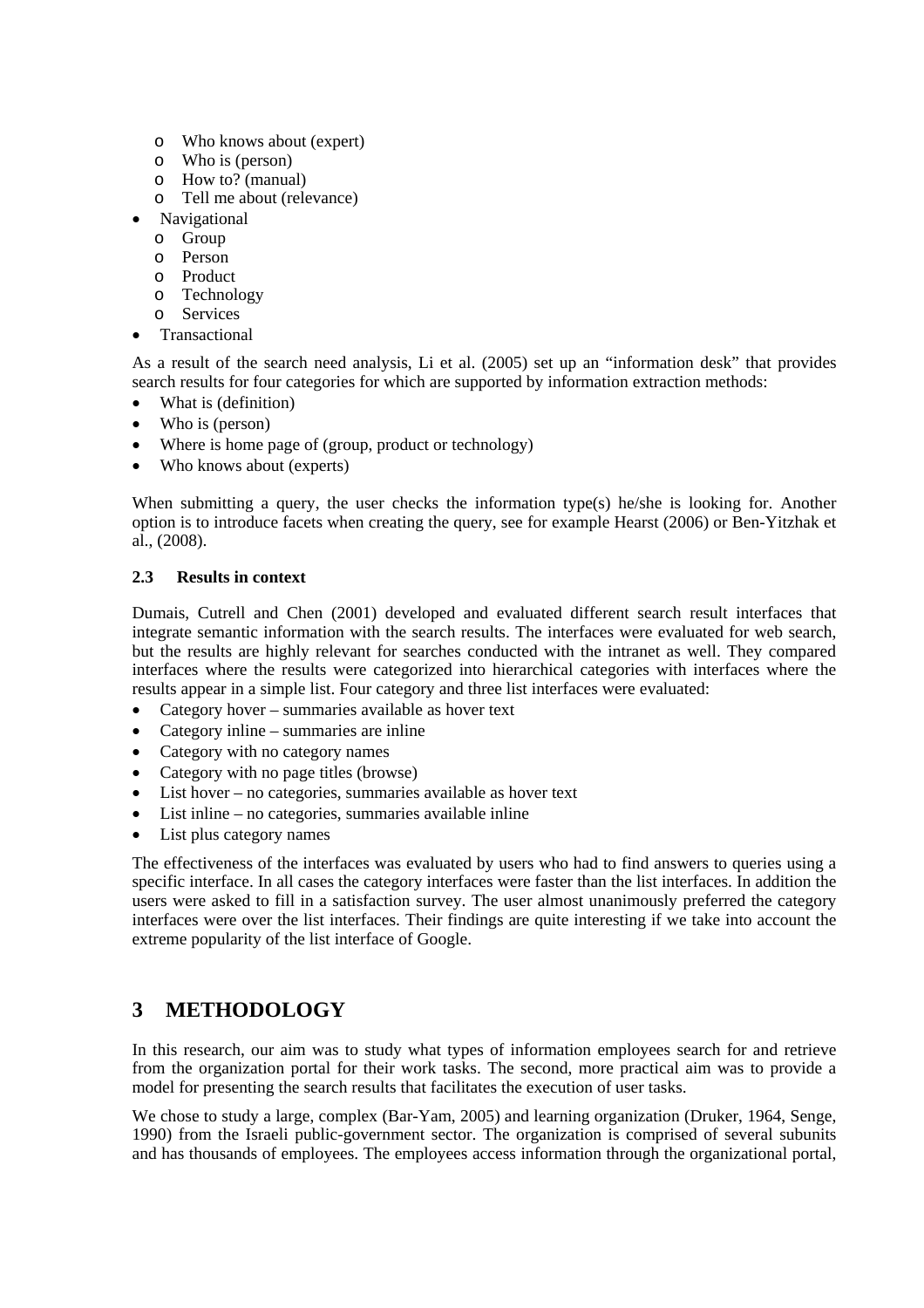- Who knows about (expert)
  - Who is (person)
  - How to? (manual)
  - Tell me about (relevance)
- Navigational
  - Group
  - Person
  - Product
  - Technology
  - Services
- Transactional

As a result of the search need analysis, Li et al. (2005) set up an “information desk” that provides search results for four categories for which are supported by information extraction methods:

- What is (definition)
- Who is (person)
- Where is home page of (group, product or technology)
- Who knows about (experts)

When submitting a query, the user checks the information type(s) he/she is looking for. Another option is to introduce facets when creating the query, see for example Hearst (2006) or Ben-Yitzhak et al., (2008).

### 2.3 Results in context

Dumais, Cutrell and Chen (2001) developed and evaluated different search result interfaces that integrate semantic information with the search results. The interfaces were evaluated for web search, but the results are highly relevant for searches conducted with the intranet as well. They compared interfaces where the results were categorized into hierarchical categories with interfaces where the results appear in a simple list. Four category and three list interfaces were evaluated:

- Category hover – summaries available as hover text
- Category inline – summaries are inline
- Category with no category names
- Category with no page titles (browse)
- List hover – no categories, summaries available as hover text
- List inline – no categories, summaries available inline
- List plus category names

The effectiveness of the interfaces was evaluated by users who had to find answers to queries using a specific interface. In all cases the category interfaces were faster than the list interfaces. In addition the users were asked to fill in a satisfaction survey. The user almost unanimously preferred the category interfaces were over the list interfaces. Their findings are quite interesting if we take into account the extreme popularity of the list interface of Google.

## 3 METHODOLOGY

In this research, our aim was to study what types of information employees search for and retrieve from the organization portal for their work tasks. The second, more practical aim was to provide a model for presenting the search results that facilitates the execution of user tasks.

We chose to study a large, complex (Bar-Yam, 2005) and learning organization (Druker, 1964, Senge, 1990) from the Israeli public-government sector. The organization is comprised of several subunits and has thousands of employees. The employees access information through the organizational portal,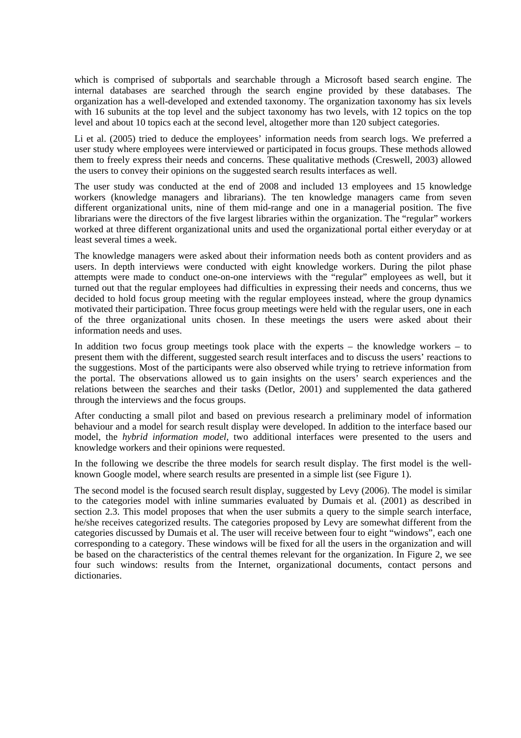which is comprised of subportals and searchable through a Microsoft based search engine. The internal databases are searched through the search engine provided by these databases. The organization has a well-developed and extended taxonomy. The organization taxonomy has six levels with 16 subunits at the top level and the subject taxonomy has two levels, with 12 topics on the top level and about 10 topics each at the second level, altogether more than 120 subject categories.

Li et al. (2005) tried to deduce the employees' information needs from search logs. We preferred a user study where employees were interviewed or participated in focus groups. These methods allowed them to freely express their needs and concerns. These qualitative methods (Creswell, 2003) allowed the users to convey their opinions on the suggested search results interfaces as well.

The user study was conducted at the end of 2008 and included 13 employees and 15 knowledge workers (knowledge managers and librarians). The ten knowledge managers came from seven different organizational units, nine of them mid-range and one in a managerial position. The five librarians were the directors of the five largest libraries within the organization. The "regular" workers worked at three different organizational units and used the organizational portal either everyday or at least several times a week.

The knowledge managers were asked about their information needs both as content providers and as users. In depth interviews were conducted with eight knowledge workers. During the pilot phase attempts were made to conduct one-on-one interviews with the "regular" employees as well, but it turned out that the regular employees had difficulties in expressing their needs and concerns, thus we decided to hold focus group meeting with the regular employees instead, where the group dynamics motivated their participation. Three focus group meetings were held with the regular users, one in each of the three organizational units chosen. In these meetings the users were asked about their information needs and uses.

In addition two focus group meetings took place with the experts – the knowledge workers – to present them with the different, suggested search result interfaces and to discuss the users' reactions to the suggestions. Most of the participants were also observed while trying to retrieve information from the portal. The observations allowed us to gain insights on the users' search experiences and the relations between the searches and their tasks (Detlor, 2001) and supplemented the data gathered through the interviews and the focus groups.

After conducting a small pilot and based on previous research a preliminary model of information behaviour and a model for search result display were developed. In addition to the interface based our model, the *hybrid information model*, two additional interfaces were presented to the users and knowledge workers and their opinions were requested.

In the following we describe the three models for search result display. The first model is the well-known Google model, where search results are presented in a simple list (see Figure 1).

The second model is the focused search result display, suggested by Levy (2006). The model is similar to the categories model with inline summaries evaluated by Dumais et al. (2001) as described in section 2.3. This model proposes that when the user submits a query to the simple search interface, he/she receives categorized results. The categories proposed by Levy are somewhat different from the categories discussed by Dumais et al. The user will receive between four to eight "windows", each one corresponding to a category. These windows will be fixed for all the users in the organization and will be based on the characteristics of the central themes relevant for the organization. In Figure 2, we see four such windows: results from the Internet, organizational documents, contact persons and dictionaries.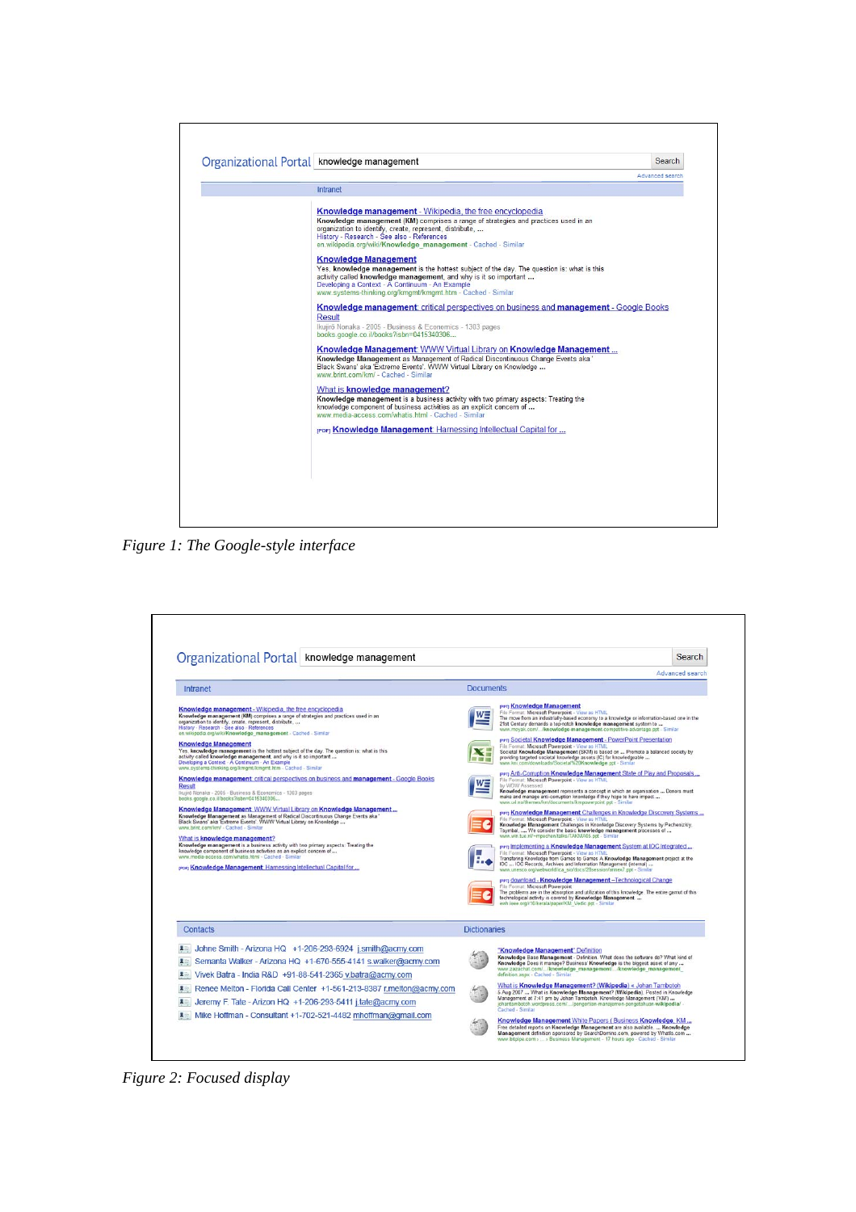Figure 1: The Google-style interface

Figure 2: Focused display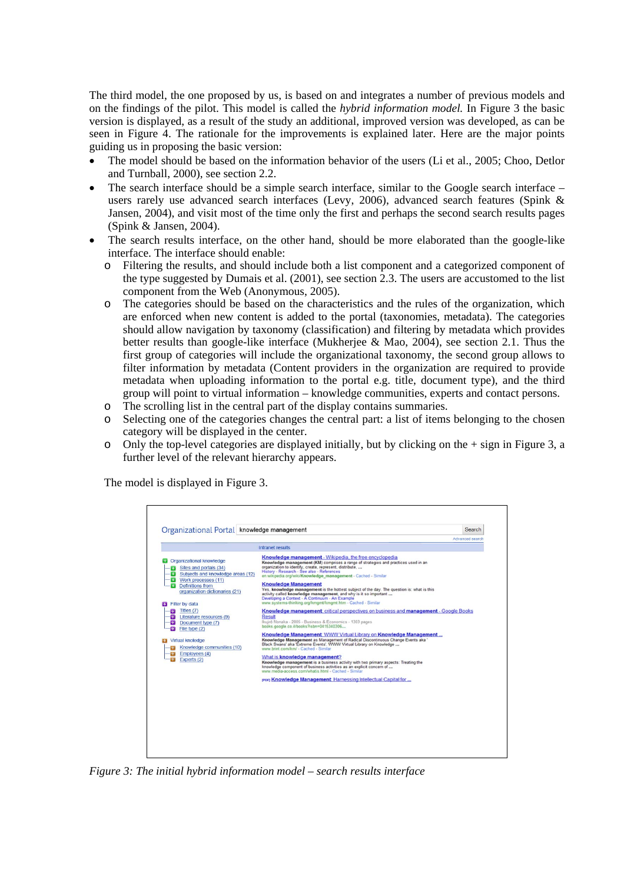The third model, the one proposed by us, is based on and integrates a number of previous models and on the findings of the pilot. This model is called the *hybrid information model.* In Figure 3 the basic version is displayed, as a result of the study an additional, improved version was developed, as can be seen in Figure 4. The rationale for the improvements is explained later. Here are the major points guiding us in proposing the basic version:

- The model should be based on the information behavior of the users (Li et al., 2005; Choo, Detlor and Turnbull, 2000), see section 2.2.
- The search interface should be a simple search interface, similar to the Google search interface – users rarely use advanced search interfaces (Levy, 2006), advanced search features (Spink & Jansen, 2004), and visit most of the time only the first and perhaps the second search results pages (Spink & Jansen, 2004).
- The search results interface, on the other hand, should be more elaborated than the google-like interface. The interface should enable:
    - Filtering the results, and should include both a list component and a categorized component of the type suggested by Dumais et al. (2001), see section 2.3. The users are accustomed to the list component from the Web (Anonymous, 2005).
    - The categories should be based on the characteristics and the rules of the organization, which are enforced when new content is added to the portal (taxonomies, metadata). The categories should allow navigation by taxonomy (classification) and filtering by metadata which provides better results than google-like interface (Mukherjee & Mao, 2004), see section 2.1. Thus the first group of categories will include the organizational taxonomy, the second group allows to filter information by metadata (Content providers in the organization are required to provide metadata when uploading information to the portal e.g. title, document type), and the third group will point to virtual information – knowledge communities, experts and contact persons.
    - The scrolling list in the central part of the display contains summaries.
    - Selecting one of the categories changes the central part: a list of items belonging to the chosen category will be displayed in the center.
    - Only the top-level categories are displayed initially, but by clicking on the + sign in Figure 3, a further level of the relevant hierarchy appears.

The model is displayed in Figure 3.

*Figure 3: The initial hybrid information model – search results interface*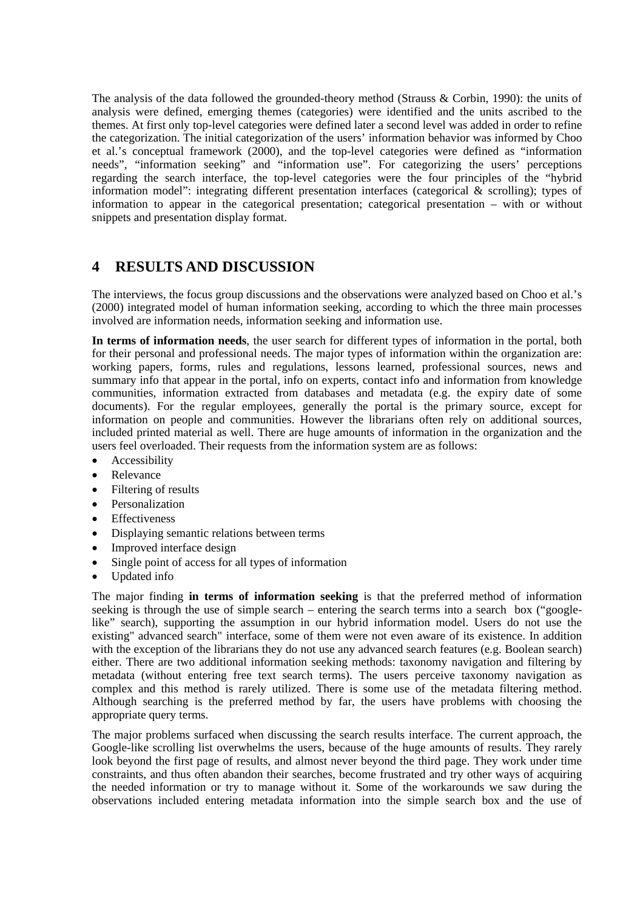The analysis of the data followed the grounded-theory method (Strauss & Corbin, 1990): the units of analysis were defined, emerging themes (categories) were identified and the units ascribed to the themes. At first only top-level categories were defined later a second level was added in order to refine the categorization. The initial categorization of the users' information behavior was informed by Choo et al.'s conceptual framework (2000), and the top-level categories were defined as "information needs", "information seeking" and "information use". For categorizing the users' perceptions regarding the search interface, the top-level categories were the four principles of the "hybrid information model": integrating different presentation interfaces (categorical & scrolling); types of information to appear in the categorical presentation; categorical presentation – with or without snippets and presentation display format.

## 4 RESULTS AND DISCUSSION

The interviews, the focus group discussions and the observations were analyzed based on Choo et al.'s (2000) integrated model of human information seeking, according to which the three main processes involved are information needs, information seeking and information use.

**In terms of information needs**, the user search for different types of information in the portal, both for their personal and professional needs. The major types of information within the organization are: working papers, forms, rules and regulations, lessons learned, professional sources, news and summary info that appear in the portal, info on experts, contact info and information from knowledge communities, information extracted from databases and metadata (e.g. the expiry date of some documents). For the regular employees, generally the portal is the primary source, except for information on people and communities. However the librarians often rely on additional sources, included printed material as well. There are huge amounts of information in the organization and the users feel overloaded. Their requests from the information system are as follows:

- Accessibility
- Relevance
- Filtering of results
- Personalization
- Effectiveness
- Displaying semantic relations between terms
- Improved interface design
- Single point of access for all types of information
- Updated info

The major finding **in terms of information seeking** is that the preferred method of information seeking is through the use of simple search – entering the search terms into a search box ("google-like" search), supporting the assumption in our hybrid information model. Users do not use the existing" advanced search" interface, some of them were not even aware of its existence. In addition with the exception of the librarians they do not use any advanced search features (e.g. Boolean search) either. There are two additional information seeking methods: taxonomy navigation and filtering by metadata (without entering free text search terms). The users perceive taxonomy navigation as complex and this method is rarely utilized. There is some use of the metadata filtering method. Although searching is the preferred method by far, the users have problems with choosing the appropriate query terms.

The major problems surfaced when discussing the search results interface. The current approach, the Google-like scrolling list overwhelms the users, because of the huge amounts of results. They rarely look beyond the first page of results, and almost never beyond the third page. They work under time constraints, and thus often abandon their searches, become frustrated and try other ways of acquiring the needed information or try to manage without it. Some of the workarounds we saw during the observations included entering metadata information into the simple search box and the use of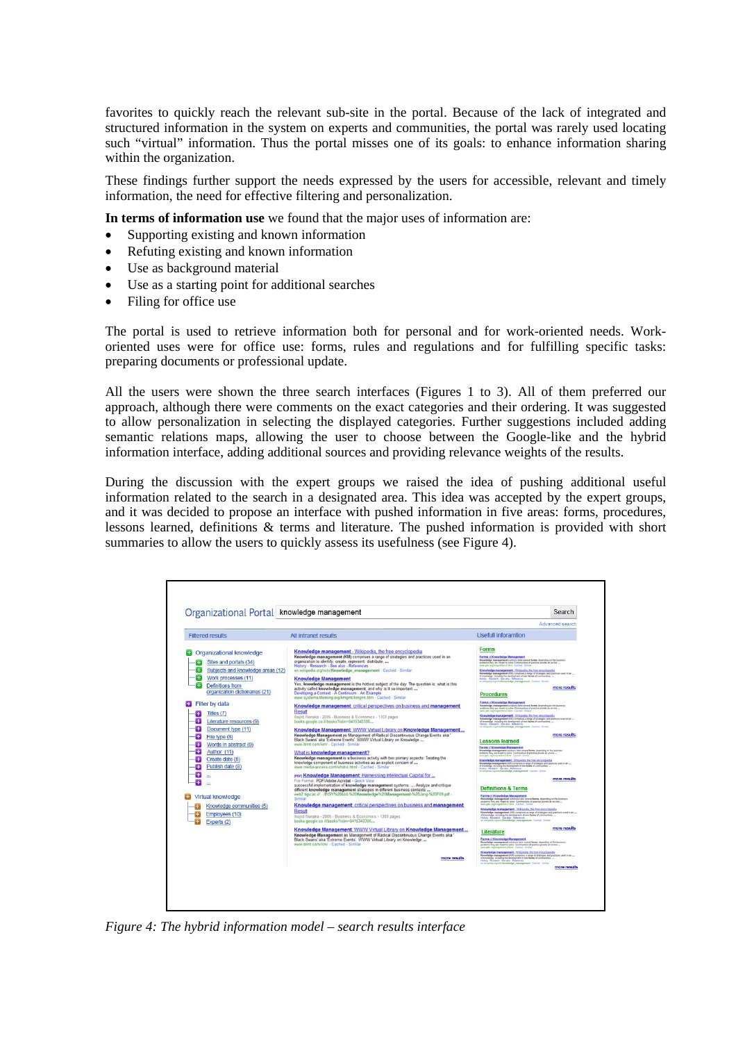favorites to quickly reach the relevant sub-site in the portal. Because of the lack of integrated and structured information in the system on experts and communities, the portal was rarely used locating such "virtual" information. Thus the portal misses one of its goals: to enhance information sharing within the organization.

These findings further support the needs expressed by the users for accessible, relevant and timely information, the need for effective filtering and personalization.

**In terms of information use** we found that the major uses of information are:

- Supporting existing and known information
- Refuting existing and known information
- Use as background material
- Use as a starting point for additional searches
- Filing for office use

The portal is used to retrieve information both for personal and for work-oriented needs. Work-oriented uses were for office use: forms, rules and regulations and for fulfilling specific tasks: preparing documents or professional update.

All the users were shown the three search interfaces (Figures 1 to 3). All of them preferred our approach, although there were comments on the exact categories and their ordering. It was suggested to allow personalization in selecting the displayed categories. Further suggestions included adding semantic relations maps, allowing the user to choose between the Google-like and the hybrid information interface, adding additional sources and providing relevance weights of the results.

During the discussion with the expert groups we raised the idea of pushing additional useful information related to the search in a designated area. This idea was accepted by the expert groups, and it was decided to propose an interface with pushed information in five areas: forms, procedures, lessons learned, definitions & terms and literature. The pushed information is provided with short summaries to allow the users to quickly assess its usefulness (see Figure 4).

*Figure 4: The hybrid information model – search results interface*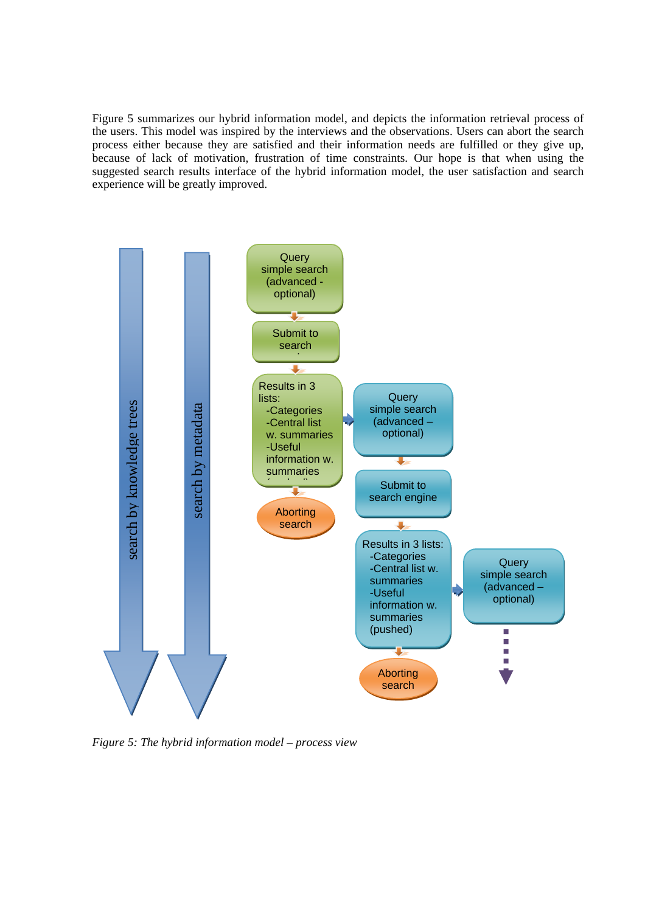Figure 5 summarizes our hybrid information model, and depicts the information retrieval process of the users. This model was inspired by the interviews and the observations. Users can abort the search process either because they are satisfied and their information needs are fulfilled or they give up, because of lack of motivation, frustration of time constraints. Our hope is that when using the suggested search results interface of the hybrid information model, the user satisfaction and search experience will be greatly improved.

*Figure 5: The hybrid information model – process view*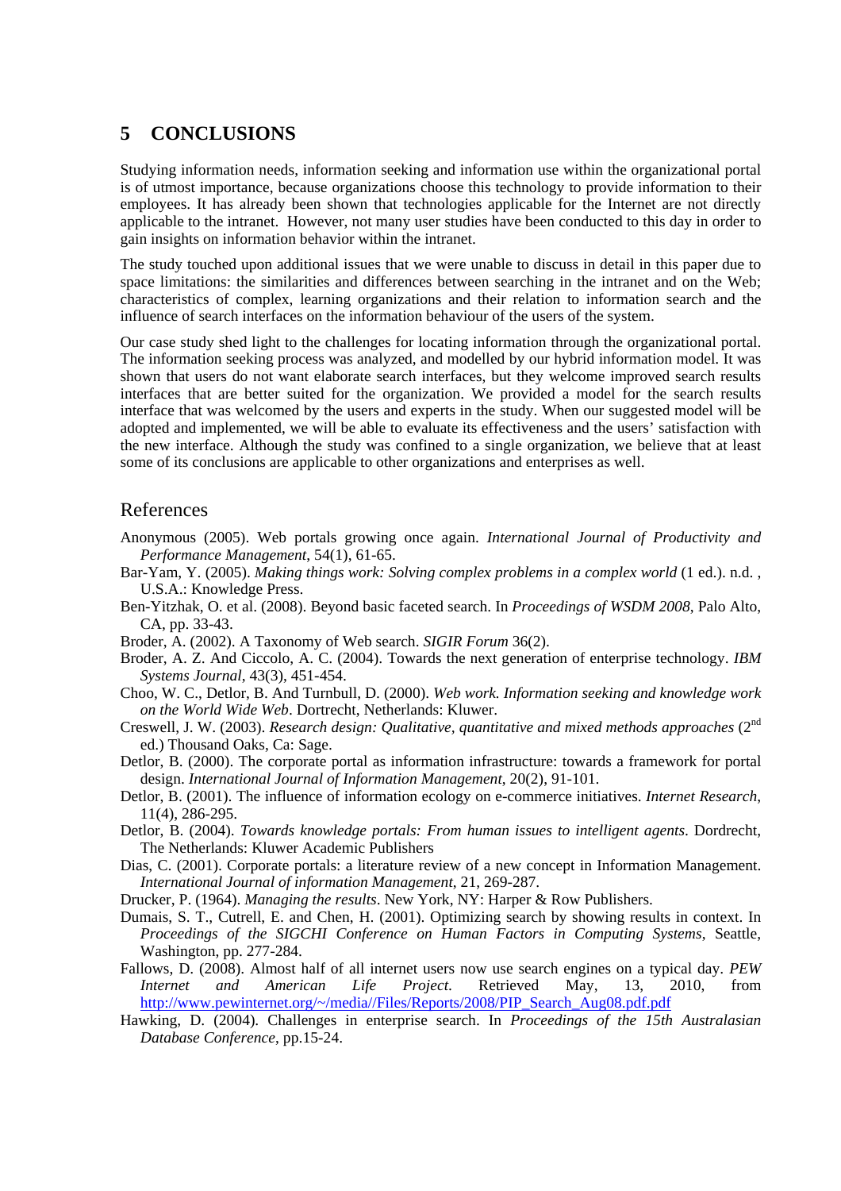## 5 CONCLUSIONS

Studying information needs, information seeking and information use within the organizational portal is of utmost importance, because organizations choose this technology to provide information to their employees. It has already been shown that technologies applicable for the Internet are not directly applicable to the intranet. However, not many user studies have been conducted to this day in order to gain insights on information behavior within the intranet.

The study touched upon additional issues that we were unable to discuss in detail in this paper due to space limitations: the similarities and differences between searching in the intranet and on the Web; characteristics of complex, learning organizations and their relation to information search and the influence of search interfaces on the information behaviour of the users of the system.

Our case study shed light to the challenges for locating information through the organizational portal. The information seeking process was analyzed, and modelled by our hybrid information model. It was shown that users do not want elaborate search interfaces, but they welcome improved search results interfaces that are better suited for the organization. We provided a model for the search results interface that was welcomed by the users and experts in the study. When our suggested model will be adopted and implemented, we will be able to evaluate its effectiveness and the users' satisfaction with the new interface. Although the study was confined to a single organization, we believe that at least some of its conclusions are applicable to other organizations and enterprises as well.

## References

Anonymous (2005). Web portals growing once again. *International Journal of Productivity and Performance Management*, 54(1), 61-65.

Bar-Yam, Y. (2005). *Making things work: Solving complex problems in a complex world* (1 ed.). n.d. , U.S.A.: Knowledge Press.

Ben-Yitzhak, O. et al. (2008). Beyond basic faceted search. In *Proceedings of WSDM 2008*, Palo Alto, CA, pp. 33-43.

Broder, A. (2002). A Taxonomy of Web search. *SIGIR Forum* 36(2).

Broder, A. Z. And Ciccolo, A. C. (2004). Towards the next generation of enterprise technology. *IBM Systems Journal*, 43(3), 451-454.

Choo, W. C., Detlor, B. And Turnbull, D. (2000). *Web work. Information seeking and knowledge work on the World Wide Web*. Dortrecht, Netherlands: Kluwer.

Creswell, J. W. (2003). *Research design: Qualitative, quantitative and mixed methods approaches* (2nd ed.) Thousand Oaks, Ca: Sage.

Detlor, B. (2000). The corporate portal as information infrastructure: towards a framework for portal design. *International Journal of Information Management*, 20(2), 91-101.

Detlor, B. (2001). The influence of information ecology on e-commerce initiatives. *Internet Research*, 11(4), 286-295.

Detlor, B. (2004). *Towards knowledge portals: From human issues to intelligent agents*. Dordrecht, The Netherlands: Kluwer Academic Publishers

Dias, C. (2001). Corporate portals: a literature review of a new concept in Information Management. *International Journal of information Management*, 21, 269-287.

Drucker, P. (1964). *Managing the results*. New York, NY: Harper & Row Publishers.

Dumais, S. T., Cutrell, E. and Chen, H. (2001). Optimizing search by showing results in context. In *Proceedings of the SIGCHI Conference on Human Factors in Computing Systems*, Seattle, Washington, pp. 277-284.

Fallows, D. (2008). Almost half of all internet users now use search engines on a typical day. *PEW Internet and American Life Project*. Retrieved May, 13, 2010, from http://www.pewinternet.org/~/media//Files/Reports/2008/PIP_Search_Aug08.pdf.pdf

Hawking, D. (2004). Challenges in enterprise search. In *Proceedings of the 15th Australasian Database Conference*, pp.15-24.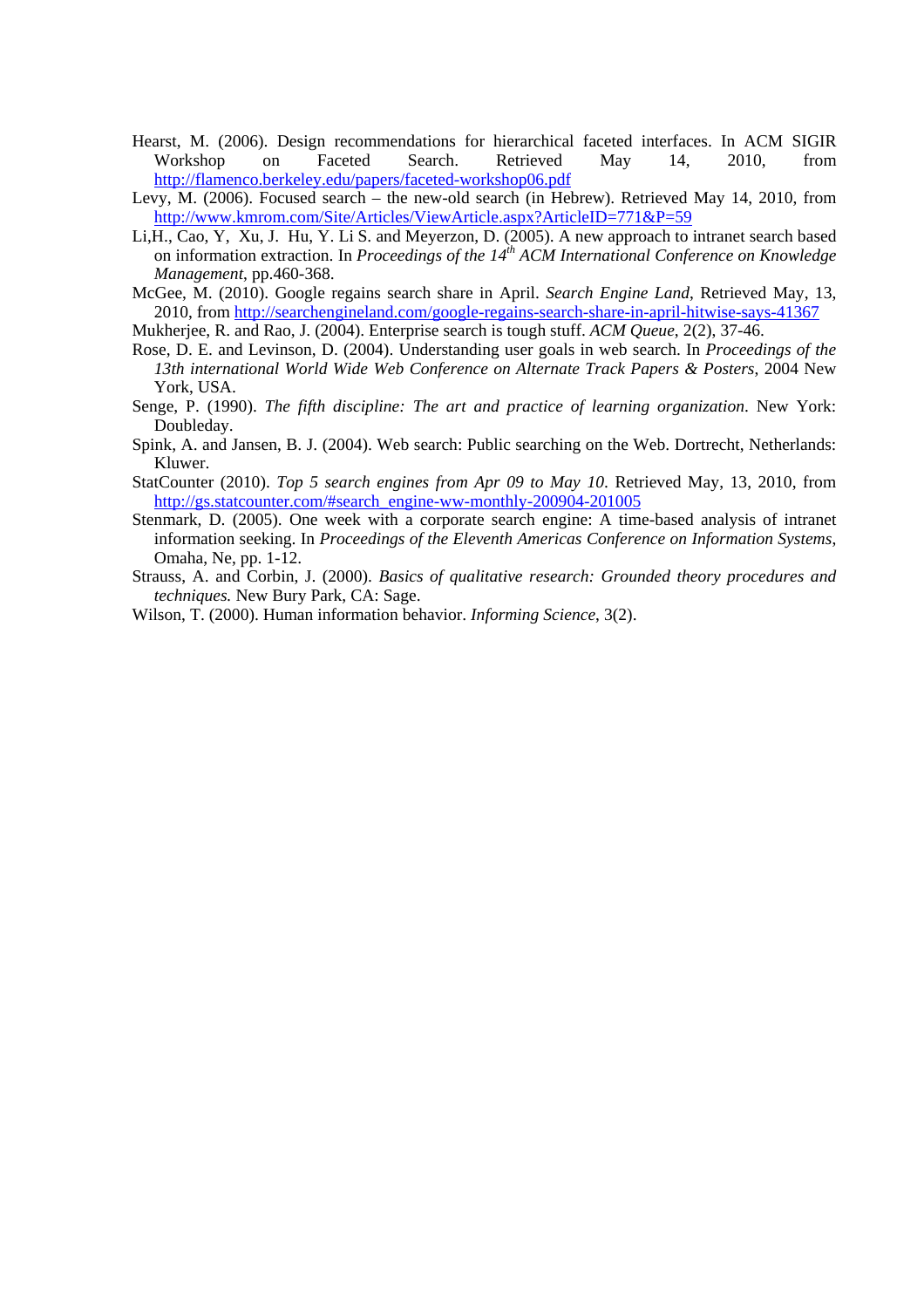Hearst, M. (2006). Design recommendations for hierarchical faceted interfaces. In ACM SIGIR Workshop on Faceted Search. Retrieved May 14, 2010, from http://flamenco.berkeley.edu/papers/faceted-workshop06.pdf

Levy, M. (2006). Focused search – the new-old search (in Hebrew). Retrieved May 14, 2010, from http://www.kmrom.com/Site/Articles/ViewArticle.aspx?ArticleID=771&P=59

Li,H., Cao, Y, Xu, J. Hu, Y. Li S. and Meyerzon, D. (2005). A new approach to intranet search based on information extraction. In *Proceedings of the 14th ACM International Conference on Knowledge Management*, pp.460-368.

McGee, M. (2010). Google regains search share in April. *Search Engine Land*, Retrieved May, 13, 2010, from http://searchengineland.com/google-regains-search-share-in-april-hitwise-says-41367

Mukherjee, R. and Rao, J. (2004). Enterprise search is tough stuff. *ACM Queue*, 2(2), 37-46.

Rose, D. E. and Levinson, D. (2004). Understanding user goals in web search. In *Proceedings of the 13th international World Wide Web Conference on Alternate Track Papers & Posters*, 2004 New York, USA.

Senge, P. (1990). *The fifth discipline: The art and practice of learning organization*. New York: Doubleday.

Spink, A. and Jansen, B. J. (2004). Web search: Public searching on the Web. Dortrecht, Netherlands: Kluwer.

StatCounter (2010). *Top 5 search engines from Apr 09 to May 10*. Retrieved May, 13, 2010, from http://gs.statcounter.com/#search_engine-ww-monthly-200904-201005

Stenmark, D. (2005). One week with a corporate search engine: A time-based analysis of intranet information seeking. In *Proceedings of the Eleventh Americas Conference on Information Systems*, Omaha, Ne, pp. 1-12.

Strauss, A. and Corbin, J. (2000). *Basics of qualitative research: Grounded theory procedures and techniques.* New Bury Park, CA: Sage.

Wilson, T. (2000). Human information behavior. *Informing Science*, 3(2).